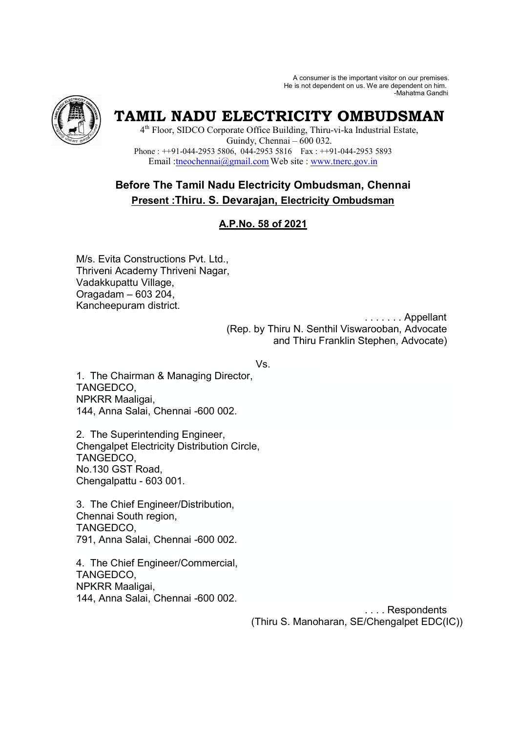A consumer is the important visitor on our premises.
He is not dependent on us. We are dependent on him.
-Mahatma Gandhi

# TAMIL NADU ELECTRICITY OMBUDSMAN

4th Floor, SIDCO Corporate Office Building, Thiru-vi-ka Industrial Estate,
Guindy, Chennai – 600 032.
Phone : ++91-044-2953 5806, 044-2953 5816 Fax : ++91-044-2953 5893
Email :tneochennai@gmail.com Web site : www.tnerc.gov.in

## Before The Tamil Nadu Electricity Ombudsman, Chennai

**Present :Thiru. S. Devarajan, Electricity Ombudsman**

**A.P.No. 58 of 2021**

M/s. Evita Constructions Pvt. Ltd.,
Thriveni Academy Thriveni Nagar,
Vadakkupattu Village,
Oragadam – 603 204,
Kancheepuram district.

. . . . . . . Appellant
(Rep. by Thiru N. Senthil Viswarooban, Advocate
and Thiru Franklin Stephen, Advocate)

Vs.

1. The Chairman & Managing Director,
TANGEDCO,
NPKRR Maaligai,
144, Anna Salai, Chennai -600 002.

2. The Superintending Engineer,
Chengalpet Electricity Distribution Circle,
TANGEDCO,
No.130 GST Road,
Chengalpattu - 603 001.

3. The Chief Engineer/Distribution,
Chennai South region,
TANGEDCO,
791, Anna Salai, Chennai -600 002.

4. The Chief Engineer/Commercial,
TANGEDCO,
NPKRR Maaligai,
144, Anna Salai, Chennai -600 002.

. . . . Respondents
(Thiru S. Manoharan, SE/Chengalpet EDC(IC))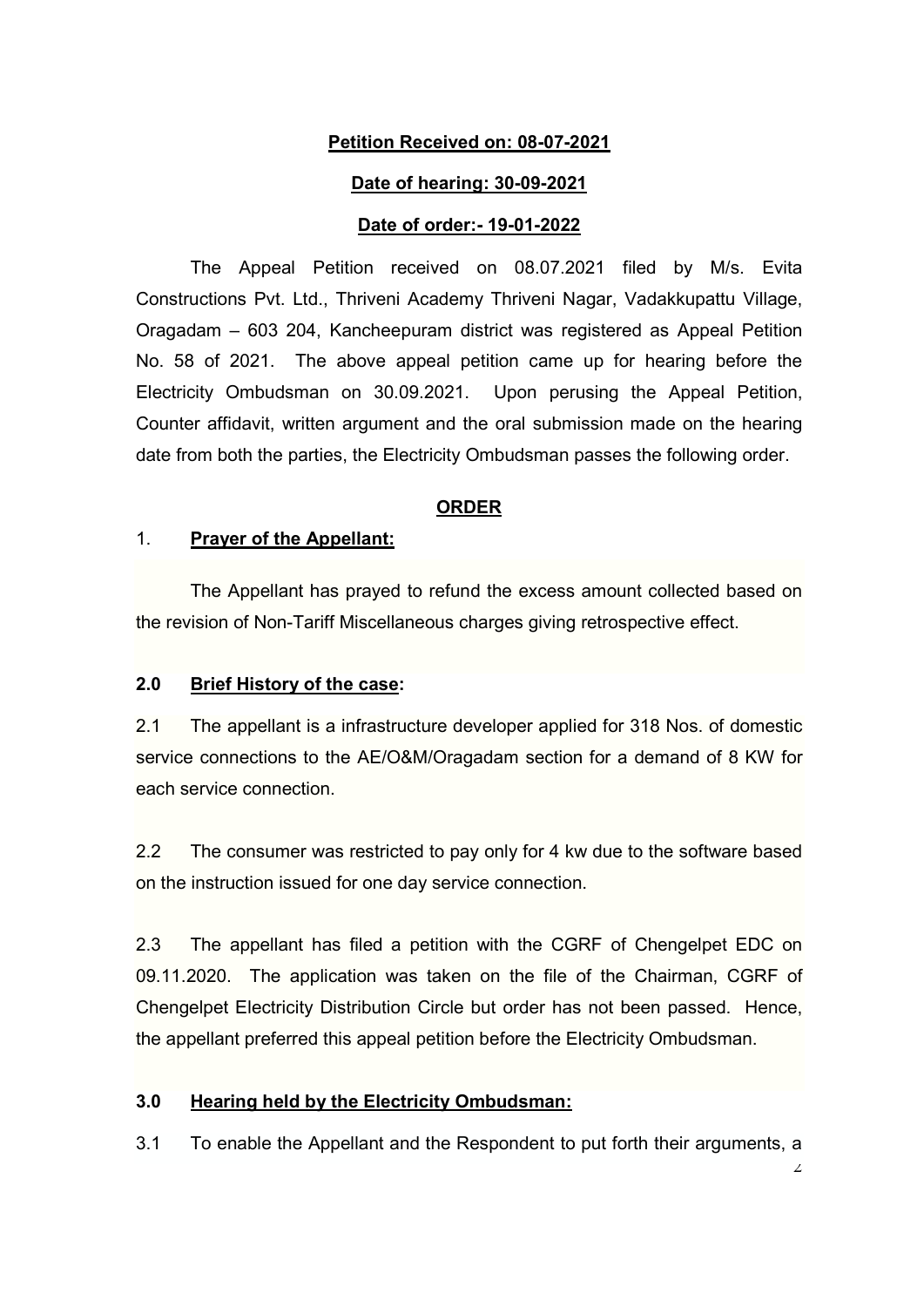**Petition Received on: 08-07-2021**

**Date of hearing: 30-09-2021**

**Date of order:- 19-01-2022**

The Appeal Petition received on 08.07.2021 filed by M/s. Evita Constructions Pvt. Ltd., Thriveni Academy Thriveni Nagar, Vadakkupattu Village, Oragadam – 603 204, Kancheepuram district was registered as Appeal Petition No. 58 of 2021. The above appeal petition came up for hearing before the Electricity Ombudsman on 30.09.2021. Upon perusing the Appeal Petition, Counter affidavit, written argument and the oral submission made on the hearing date from both the parties, the Electricity Ombudsman passes the following order.

**ORDER**

1. **Prayer of the Appellant:**

The Appellant has prayed to refund the excess amount collected based on the revision of Non-Tariff Miscellaneous charges giving retrospective effect.

**2.0 Brief History of the case:**

2.1 The appellant is a infrastructure developer applied for 318 Nos. of domestic service connections to the AE/O&M/Oragadam section for a demand of 8 KW for each service connection.

2.2 The consumer was restricted to pay only for 4 kw due to the software based on the instruction issued for one day service connection.

2.3 The appellant has filed a petition with the CGRF of Chengelpet EDC on 09.11.2020. The application was taken on the file of the Chairman, CGRF of Chengelpet Electricity Distribution Circle but order has not been passed. Hence, the appellant preferred this appeal petition before the Electricity Ombudsman.

**3.0 Hearing held by the Electricity Ombudsman:**

3.1 To enable the Appellant and the Respondent to put forth their arguments, a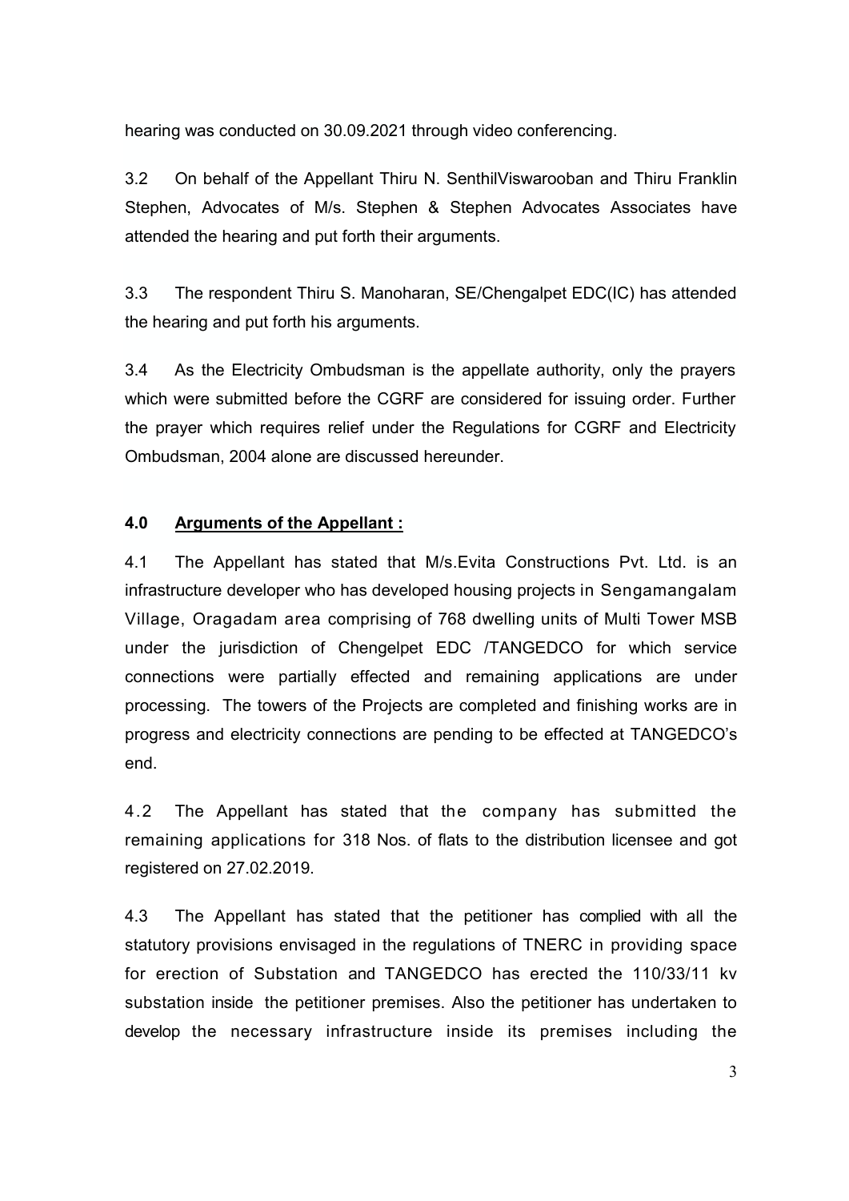hearing was conducted on 30.09.2021 through video conferencing.

3.2 On behalf of the Appellant Thiru N. SenthilViswarooban and Thiru Franklin Stephen, Advocates of M/s. Stephen & Stephen Advocates Associates have attended the hearing and put forth their arguments.

3.3 The respondent Thiru S. Manoharan, SE/Chengalpet EDC(IC) has attended the hearing and put forth his arguments.

3.4 As the Electricity Ombudsman is the appellate authority, only the prayers which were submitted before the CGRF are considered for issuing order. Further the prayer which requires relief under the Regulations for CGRF and Electricity Ombudsman, 2004 alone are discussed hereunder.

## 4.0 Arguments of the Appellant :

4.1 The Appellant has stated that M/s.Evita Constructions Pvt. Ltd. is an infrastructure developer who has developed housing projects in Sengamangalam Village, Oragadam area comprising of 768 dwelling units of Multi Tower MSB under the jurisdiction of Chengelpet EDC /TANGEDCO for which service connections were partially effected and remaining applications are under processing. The towers of the Projects are completed and finishing works are in progress and electricity connections are pending to be effected at TANGEDCO's end.

4.2 The Appellant has stated that the company has submitted the remaining applications for 318 Nos. of flats to the distribution licensee and got registered on 27.02.2019.

4.3 The Appellant has stated that the petitioner has complied with all the statutory provisions envisaged in the regulations of TNERC in providing space for erection of Substation and TANGEDCO has erected the 110/33/11 kv substation inside the petitioner premises. Also the petitioner has undertaken to develop the necessary infrastructure inside its premises including the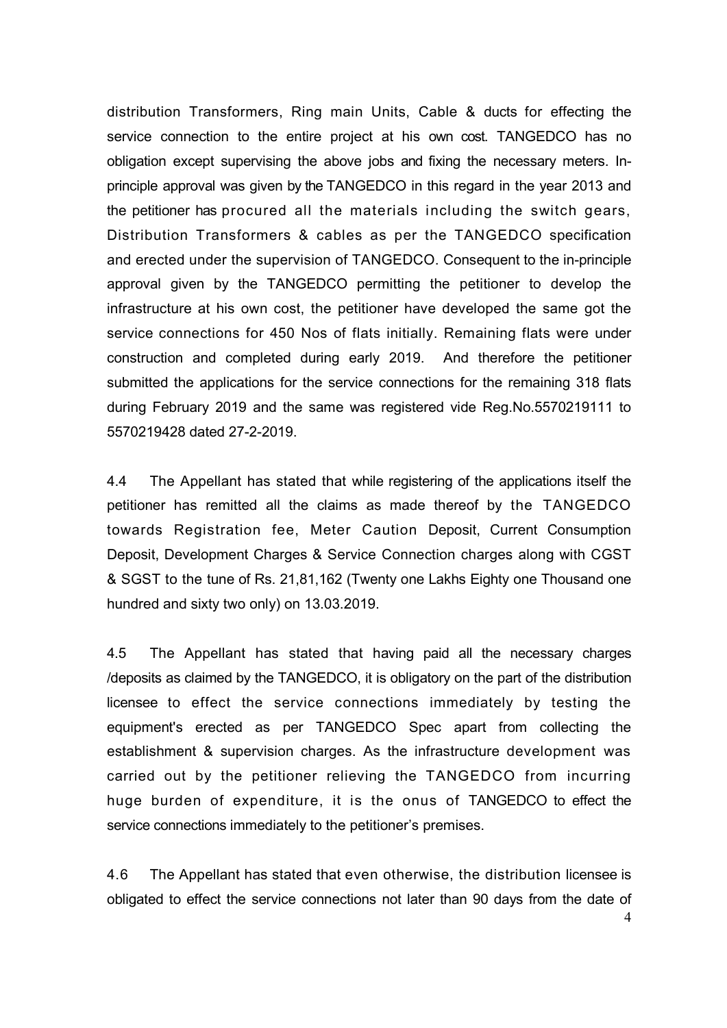distribution Transformers, Ring main Units, Cable & ducts for effecting the service connection to the entire project at his own cost. TANGEDCO has no obligation except supervising the above jobs and fixing the necessary meters. In-principle approval was given by the TANGEDCO in this regard in the year 2013 and the petitioner has procured all the materials including the switch gears, Distribution Transformers & cables as per the TANGEDCO specification and erected under the supervision of TANGEDCO. Consequent to the in-principle approval given by the TANGEDCO permitting the petitioner to develop the infrastructure at his own cost, the petitioner have developed the same got the service connections for 450 Nos of flats initially. Remaining flats were under construction and completed during early 2019. And therefore the petitioner submitted the applications for the service connections for the remaining 318 flats during February 2019 and the same was registered vide Reg.No.5570219111 to 5570219428 dated 27-2-2019.

4.4 The Appellant has stated that while registering of the applications itself the petitioner has remitted all the claims as made thereof by the TANGEDCO towards Registration fee, Meter Caution Deposit, Current Consumption Deposit, Development Charges & Service Connection charges along with CGST & SGST to the tune of Rs. 21,81,162 (Twenty one Lakhs Eighty one Thousand one hundred and sixty two only) on 13.03.2019.

4.5 The Appellant has stated that having paid all the necessary charges /deposits as claimed by the TANGEDCO, it is obligatory on the part of the distribution licensee to effect the service connections immediately by testing the equipment's erected as per TANGEDCO Spec apart from collecting the establishment & supervision charges. As the infrastructure development was carried out by the petitioner relieving the TANGEDCO from incurring huge burden of expenditure, it is the onus of TANGEDCO to effect the service connections immediately to the petitioner's premises.

4.6 The Appellant has stated that even otherwise, the distribution licensee is obligated to effect the service connections not later than 90 days from the date of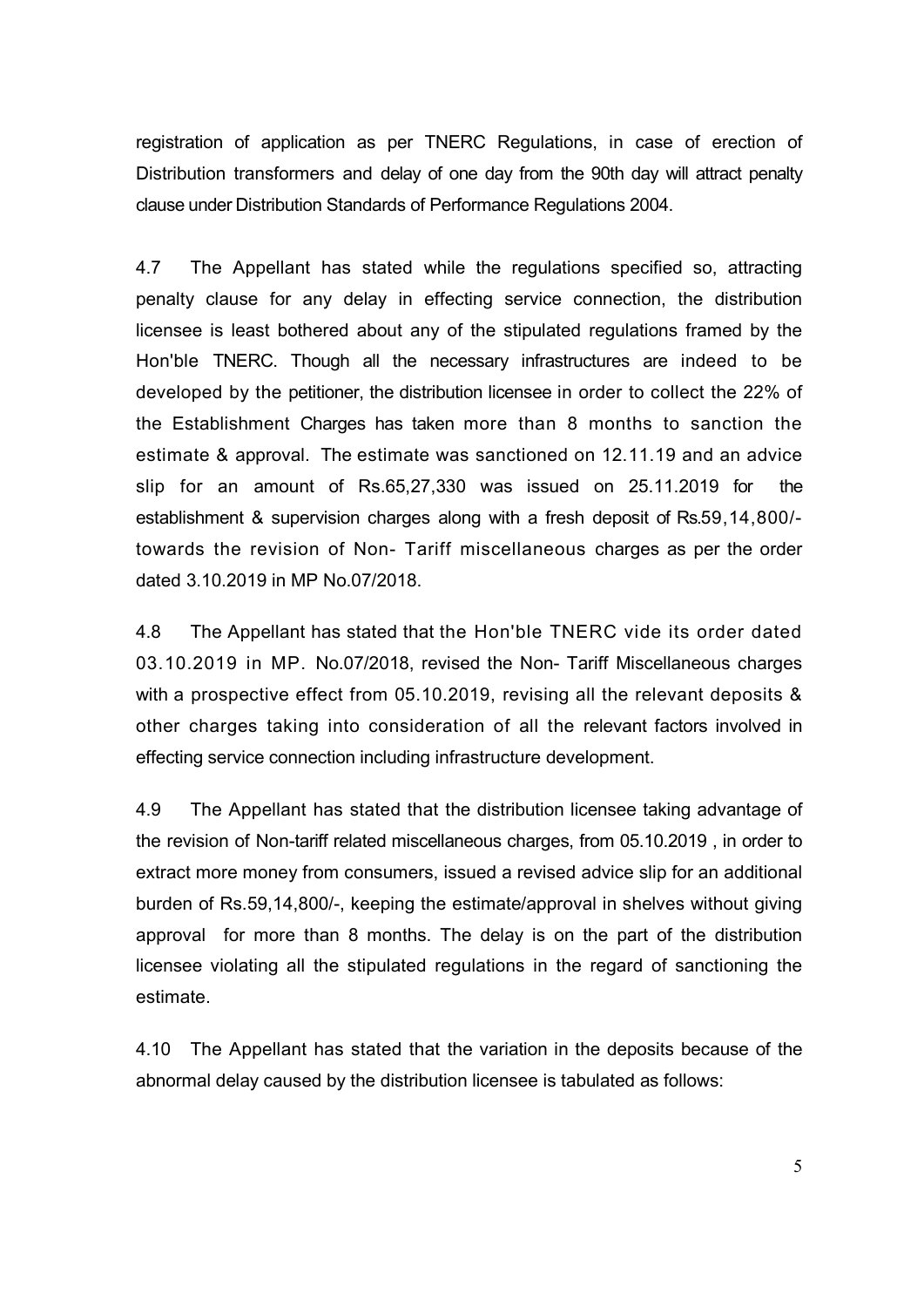registration of application as per TNERC Regulations, in case of erection of Distribution transformers and delay of one day from the 90th day will attract penalty clause under Distribution Standards of Performance Regulations 2004.

4.7 The Appellant has stated while the regulations specified so, attracting penalty clause for any delay in effecting service connection, the distribution licensee is least bothered about any of the stipulated regulations framed by the Hon'ble TNERC. Though all the necessary infrastructures are indeed to be developed by the petitioner, the distribution licensee in order to collect the 22% of the Establishment Charges has taken more than 8 months to sanction the estimate & approval. The estimate was sanctioned on 12.11.19 and an advice slip for an amount of Rs.65,27,330 was issued on 25.11.2019 for the establishment & supervision charges along with a fresh deposit of Rs.59,14,800/- towards the revision of Non- Tariff miscellaneous charges as per the order dated 3.10.2019 in MP No.07/2018.

4.8 The Appellant has stated that the Hon'ble TNERC vide its order dated 03.10.2019 in MP. No.07/2018, revised the Non- Tariff Miscellaneous charges with a prospective effect from 05.10.2019, revising all the relevant deposits & other charges taking into consideration of all the relevant factors involved in effecting service connection including infrastructure development.

4.9 The Appellant has stated that the distribution licensee taking advantage of the revision of Non-tariff related miscellaneous charges, from 05.10.2019 , in order to extract more money from consumers, issued a revised advice slip for an additional burden of Rs.59,14,800/-, keeping the estimate/approval in shelves without giving approval for more than 8 months. The delay is on the part of the distribution licensee violating all the stipulated regulations in the regard of sanctioning the estimate.

4.10 The Appellant has stated that the variation in the deposits because of the abnormal delay caused by the distribution licensee is tabulated as follows: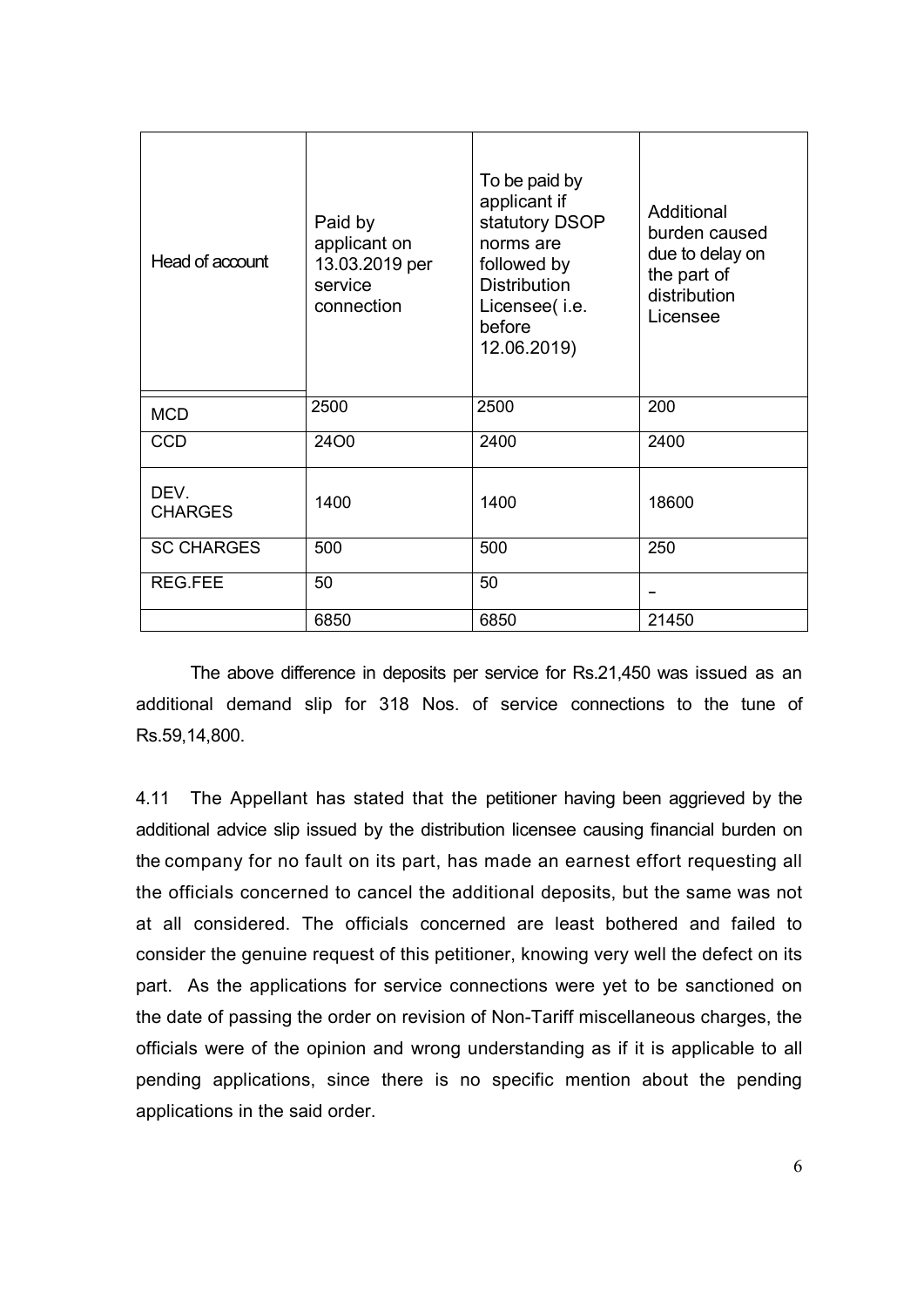| Head of account | Paid by applicant on 13.03.2019 per service connection | To be paid by applicant if statutory DSOP norms are followed by Distribution Licensee( i.e. before 12.06.2019) | Additional burden caused due to delay on the part of distribution Licensee |
|---|---|---|---|
| MCD | 2500 | 2500 | 200 |
| CCD | 24O0 | 2400 | 2400 |
| DEV. CHARGES | 1400 | 1400 | 18600 |
| SC CHARGES | 500 | 500 | 250 |
| REG.FEE | 50 | 50 | – |
| | 6850 | 6850 | 21450 |

The above difference in deposits per service for Rs.21,450 was issued as an additional demand slip for 318 Nos. of service connections to the tune of Rs.59,14,800.

4.11 The Appellant has stated that the petitioner having been aggrieved by the additional advice slip issued by the distribution licensee causing financial burden on the company for no fault on its part, has made an earnest effort requesting all the officials concerned to cancel the additional deposits, but the same was not at all considered. The officials concerned are least bothered and failed to consider the genuine request of this petitioner, knowing very well the defect on its part. As the applications for service connections were yet to be sanctioned on the date of passing the order on revision of Non-Tariff miscellaneous charges, the officials were of the opinion and wrong understanding as if it is applicable to all pending applications, since there is no specific mention about the pending applications in the said order.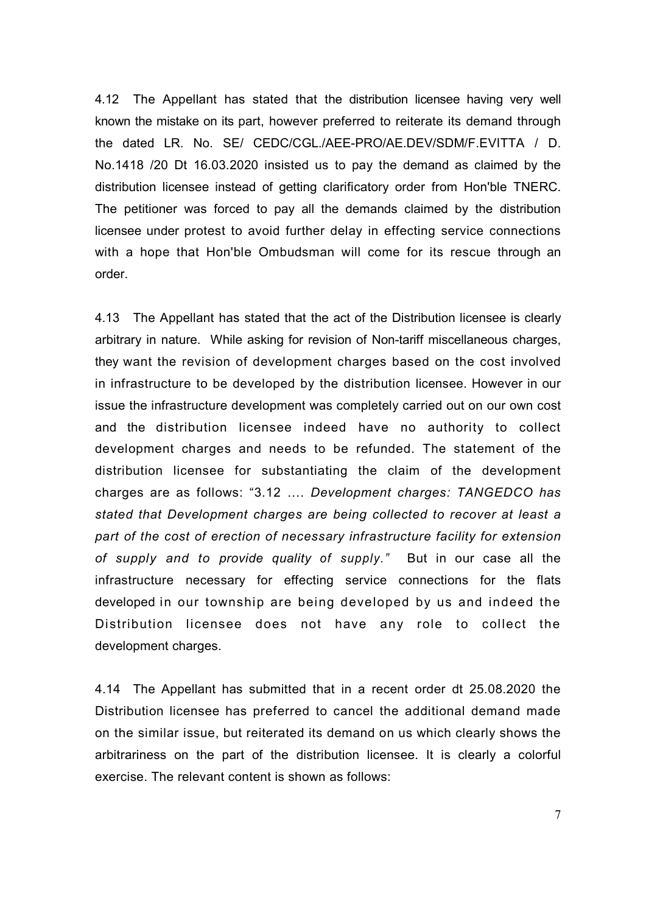4.12 The Appellant has stated that the distribution licensee having very well known the mistake on its part, however preferred to reiterate its demand through the dated LR. No. SE/ CEDC/CGL./AEE-PRO/AE.DEV/SDM/F.EVITTA / D. No.1418 /20 Dt 16.03.2020 insisted us to pay the demand as claimed by the distribution licensee instead of getting clarificatory order from Hon'ble TNERC. The petitioner was forced to pay all the demands claimed by the distribution licensee under protest to avoid further delay in effecting service connections with a hope that Hon'ble Ombudsman will come for its rescue through an order.

4.13 The Appellant has stated that the act of the Distribution licensee is clearly arbitrary in nature. While asking for revision of Non-tariff miscellaneous charges, they want the revision of development charges based on the cost involved in infrastructure to be developed by the distribution licensee. However in our issue the infrastructure development was completely carried out on our own cost and the distribution licensee indeed have no authority to collect development charges and needs to be refunded. The statement of the distribution licensee for substantiating the claim of the development charges are as follows: "3.12 …. *Development charges: TANGEDCO has stated that Development charges are being collected to recover at least a part of the cost of erection of necessary infrastructure facility for extension of supply and to provide quality of supply."* But in our case all the infrastructure necessary for effecting service connections for the flats developed in our township are being developed by us and indeed the Distribution licensee does not have any role to collect the development charges.

4.14 The Appellant has submitted that in a recent order dt 25.08.2020 the Distribution licensee has preferred to cancel the additional demand made on the similar issue, but reiterated its demand on us which clearly shows the arbitrariness on the part of the distribution licensee. It is clearly a colorful exercise. The relevant content is shown as follows: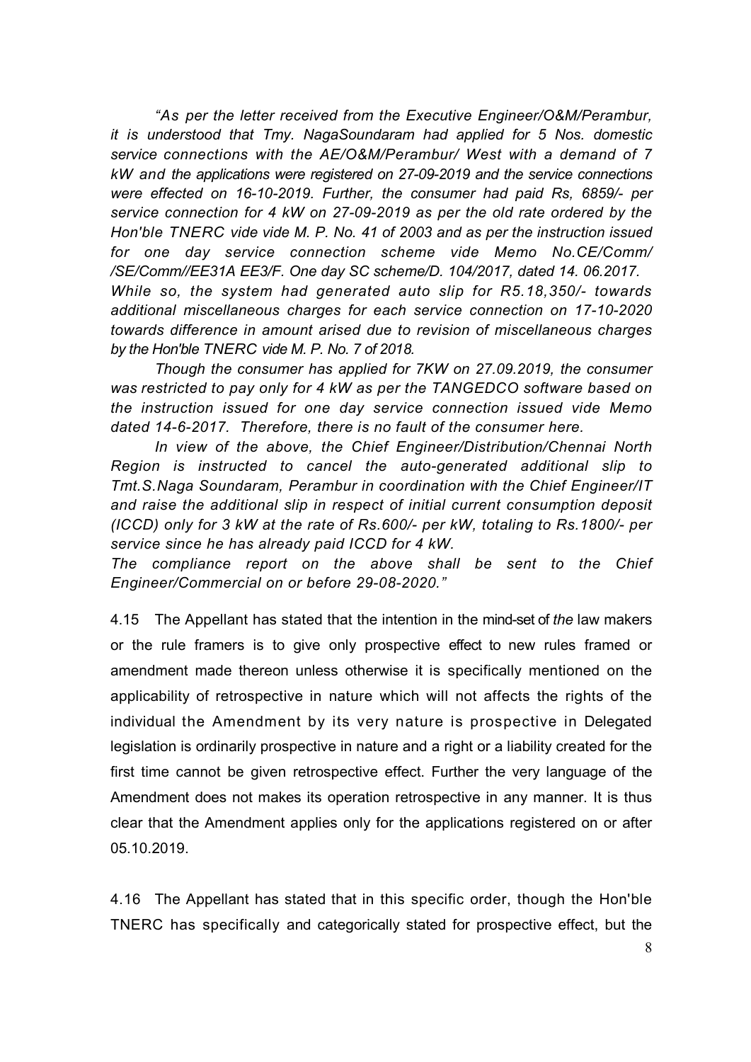*"As per the letter received from the Executive Engineer/O&M/Perambur, it is understood that Tmy. NagaSoundaram had applied for 5 Nos. domestic service connections with the AE/O&M/Perambur/ West with a demand of 7 kW and the applications were registered on 27-09-2019 and the service connections were effected on 16-10-2019. Further, the consumer had paid Rs, 6859/- per service connection for 4 kW on 27-09-2019 as per the old rate ordered by the Hon'ble TNERC vide vide M. P. No. 41 of 2003 and as per the instruction issued for one day service connection scheme vide Memo No.CE/Comm/ /SE/Comm//EE31A EE3/F. One day SC scheme/D. 104/2017, dated 14. 06.2017. While so, the system had generated auto slip for R5.18,350/- towards additional miscellaneous charges for each service connection on 17-10-2020 towards difference in amount arised due to revision of miscellaneous charges by the Hon'ble TNERC vide M. P. No. 7 of 2018.*

*Though the consumer has applied for 7KW on 27.09.2019, the consumer was restricted to pay only for 4 kW as per the TANGEDCO software based on the instruction issued for one day service connection issued vide Memo dated 14-6-2017. Therefore, there is no fault of the consumer here.*

*In view of the above, the Chief Engineer/Distribution/Chennai North Region is instructed to cancel the auto-generated additional slip to Tmt.S.Naga Soundaram, Perambur in coordination with the Chief Engineer/IT and raise the additional slip in respect of initial current consumption deposit (ICCD) only for 3 kW at the rate of Rs.600/- per kW, totaling to Rs.1800/- per service since he has already paid ICCD for 4 kW.*

*The compliance report on the above shall be sent to the Chief Engineer/Commercial on or before 29-08-2020."*

4.15 The Appellant has stated that the intention in the mind-set of *the* law makers or the rule framers is to give only prospective effect to new rules framed or amendment made thereon unless otherwise it is specifically mentioned on the applicability of retrospective in nature which will not affects the rights of the individual the Amendment by its very nature is prospective in Delegated legislation is ordinarily prospective in nature and a right or a liability created for the first time cannot be given retrospective effect. Further the very language of the Amendment does not makes its operation retrospective in any manner. It is thus clear that the Amendment applies only for the applications registered on or after 05.10.2019.

4.16 The Appellant has stated that in this specific order, though the Hon'ble TNERC has specifically and categorically stated for prospective effect, but the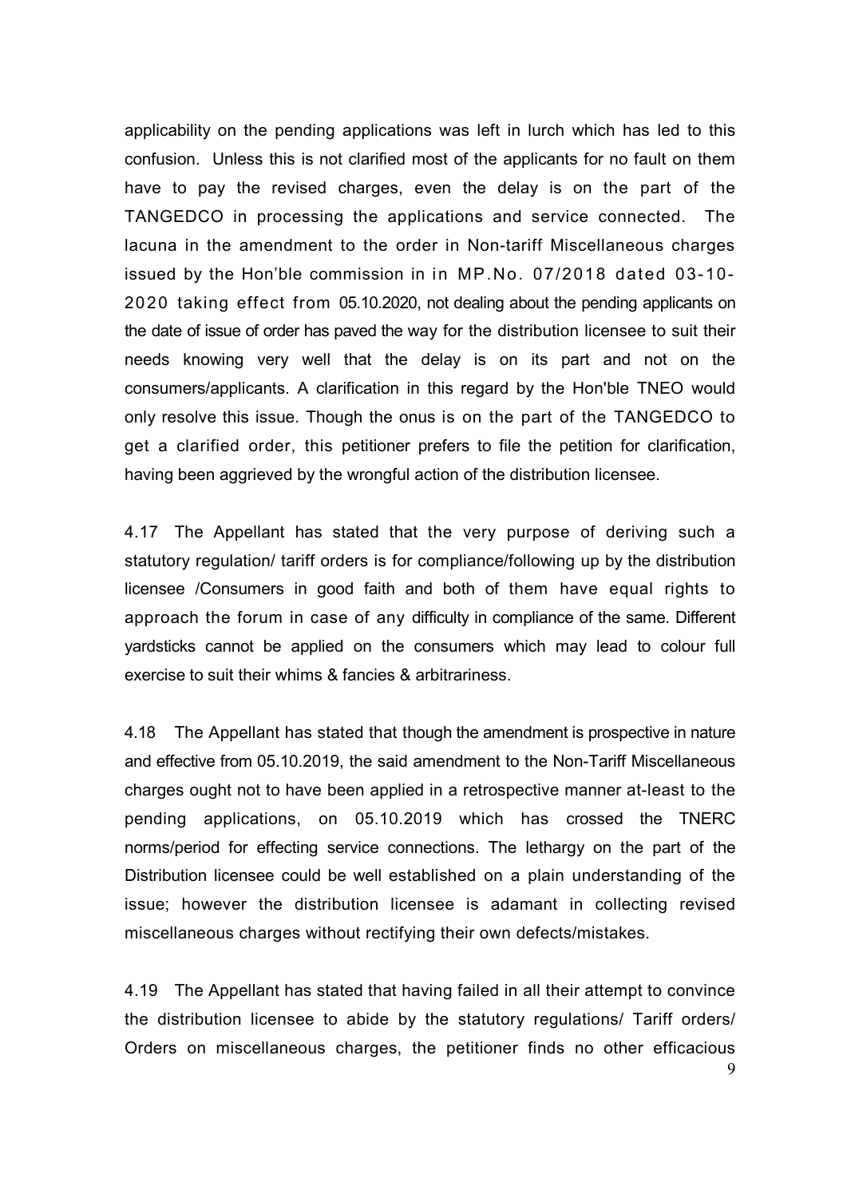applicability on the pending applications was left in lurch which has led to this confusion. Unless this is not clarified most of the applicants for no fault on them have to pay the revised charges, even the delay is on the part of the TANGEDCO in processing the applications and service connected. The lacuna in the amendment to the order in Non-tariff Miscellaneous charges issued by the Hon'ble commission in in MP.No. 07/2018 dated 03-10-2020 taking effect from 05.10.2020, not dealing about the pending applicants on the date of issue of order has paved the way for the distribution licensee to suit their needs knowing very well that the delay is on its part and not on the consumers/applicants. A clarification in this regard by the Hon'ble TNEO would only resolve this issue. Though the onus is on the part of the TANGEDCO to get a clarified order, this petitioner prefers to file the petition for clarification, having been aggrieved by the wrongful action of the distribution licensee.

4.17 The Appellant has stated that the very purpose of deriving such a statutory regulation/ tariff orders is for compliance/following up by the distribution licensee /Consumers in good faith and both of them have equal rights to approach the forum in case of any difficulty in compliance of the same. Different yardsticks cannot be applied on the consumers which may lead to colour full exercise to suit their whims & fancies & arbitrariness.

4.18 The Appellant has stated that though the amendment is prospective in nature and effective from 05.10.2019, the said amendment to the Non-Tariff Miscellaneous charges ought not to have been applied in a retrospective manner at-least to the pending applications, on 05.10.2019 which has crossed the TNERC norms/period for effecting service connections. The lethargy on the part of the Distribution licensee could be well established on a plain understanding of the issue; however the distribution licensee is adamant in collecting revised miscellaneous charges without rectifying their own defects/mistakes.

4.19 The Appellant has stated that having failed in all their attempt to convince the distribution licensee to abide by the statutory regulations/ Tariff orders/ Orders on miscellaneous charges, the petitioner finds no other efficacious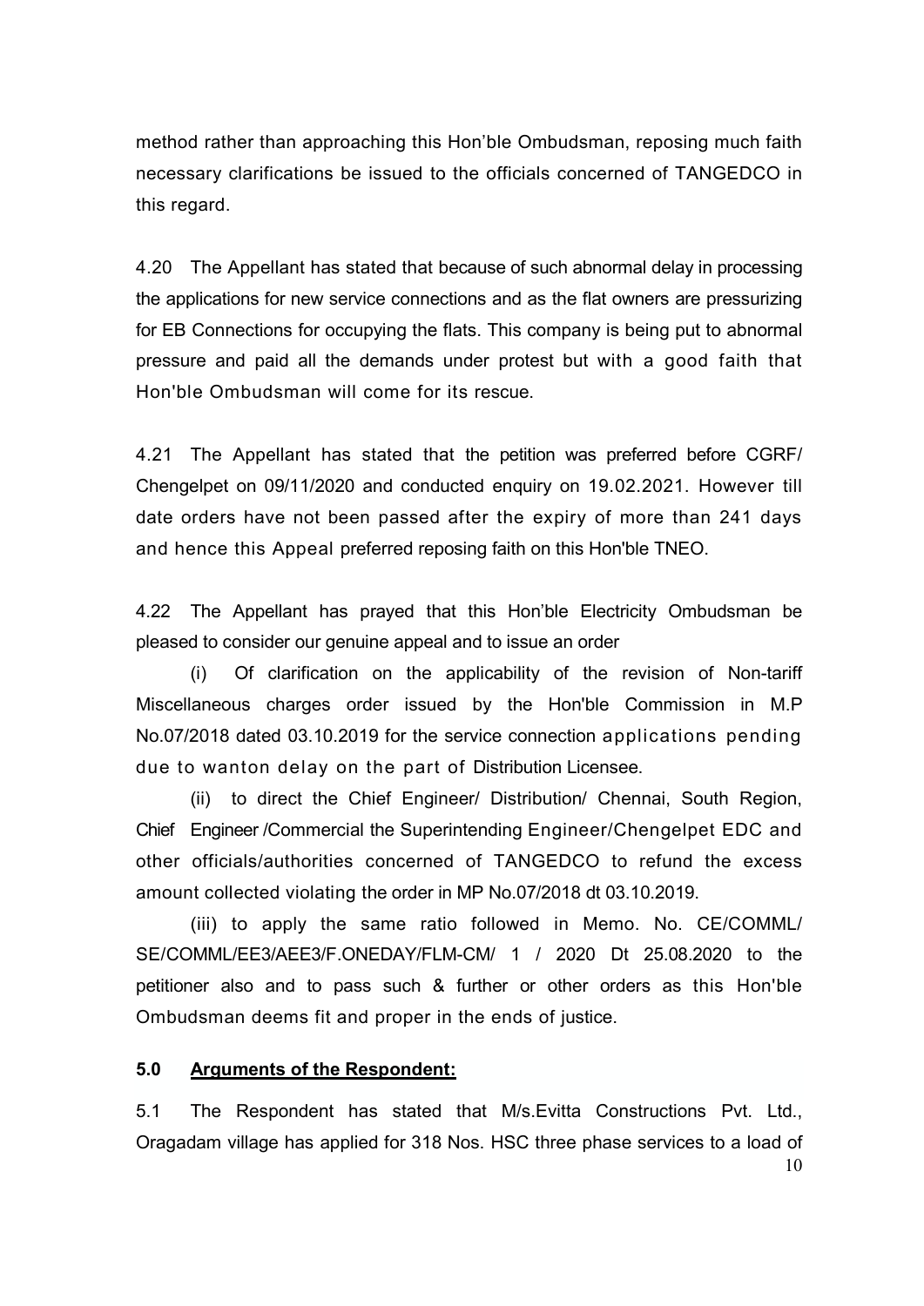method rather than approaching this Hon'ble Ombudsman, reposing much faith necessary clarifications be issued to the officials concerned of TANGEDCO in this regard.

4.20 The Appellant has stated that because of such abnormal delay in processing the applications for new service connections and as the flat owners are pressurizing for EB Connections for occupying the flats. This company is being put to abnormal pressure and paid all the demands under protest but with a good faith that Hon'ble Ombudsman will come for its rescue.

4.21 The Appellant has stated that the petition was preferred before CGRF/ Chengelpet on 09/11/2020 and conducted enquiry on 19.02.2021. However till date orders have not been passed after the expiry of more than 241 days and hence this Appeal preferred reposing faith on this Hon'ble TNEO.

4.22 The Appellant has prayed that this Hon'ble Electricity Ombudsman be pleased to consider our genuine appeal and to issue an order

(i) Of clarification on the applicability of the revision of Non-tariff Miscellaneous charges order issued by the Hon'ble Commission in M.P No.07/2018 dated 03.10.2019 for the service connection applications pending due to wanton delay on the part of Distribution Licensee.

(ii) to direct the Chief Engineer/ Distribution/ Chennai, South Region, Chief Engineer /Commercial the Superintending Engineer/Chengelpet EDC and other officials/authorities concerned of TANGEDCO to refund the excess amount collected violating the order in MP No.07/2018 dt 03.10.2019.

(iii) to apply the same ratio followed in Memo. No. CE/COMML/ SE/COMML/EE3/AEE3/F.ONEDAY/FLM-CM/ 1 / 2020 Dt 25.08.2020 to the petitioner also and to pass such & further or other orders as this Hon'ble Ombudsman deems fit and proper in the ends of justice.

## 5.0 Arguments of the Respondent:

5.1 The Respondent has stated that M/s.Evitta Constructions Pvt. Ltd., Oragadam village has applied for 318 Nos. HSC three phase services to a load of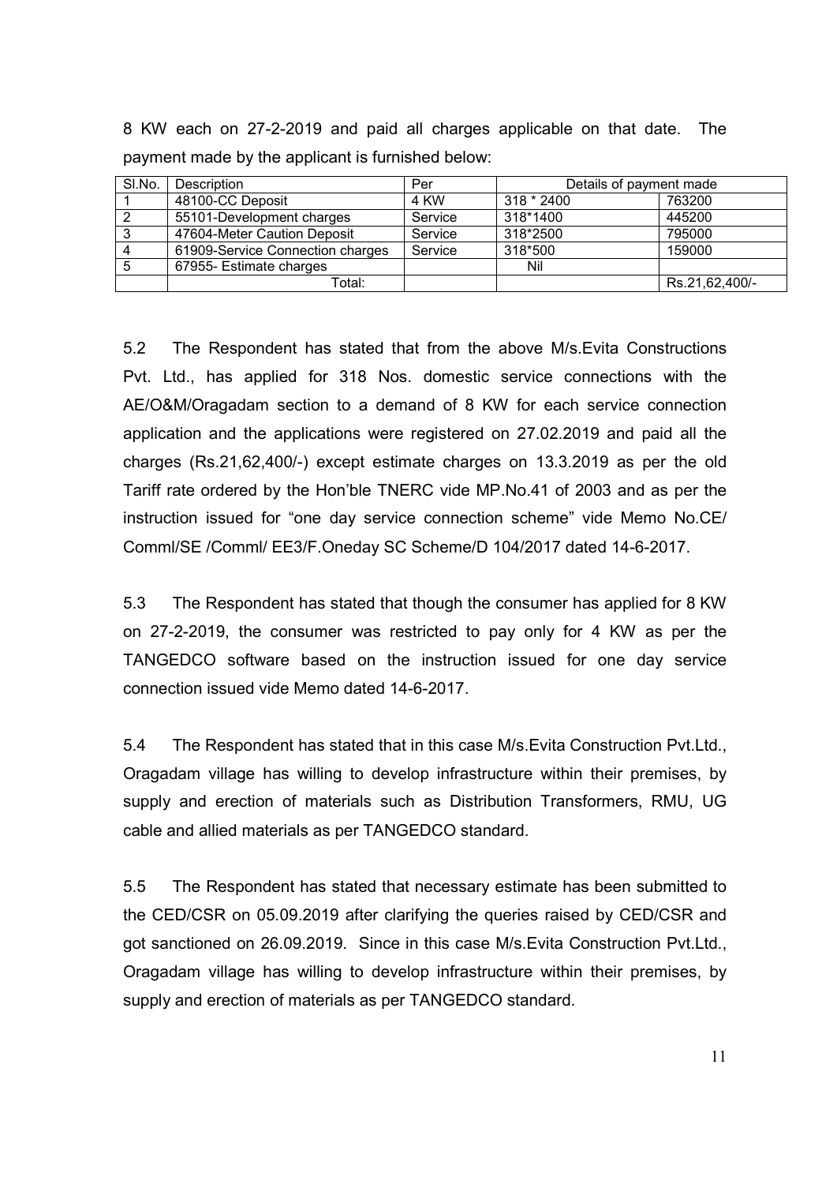8 KW each on 27-2-2019 and paid all charges applicable on that date. The payment made by the applicant is furnished below:

| Sl.No. | Description | Per | Details of payment made | |
|---|---|---|---|---|
| 1 | 48100-CC Deposit | 4 KW | 318 * 2400 | 763200 |
| 2 | 55101-Development charges | Service | 318*1400 | 445200 |
| 3 | 47604-Meter Caution Deposit | Service | 318*2500 | 795000 |
| 4 | 61909-Service Connection charges | Service | 318*500 | 159000 |
| 5 | 67955- Estimate charges | | Nil | |
| | Total: | | | Rs.21,62,400/- |

5.2 The Respondent has stated that from the above M/s.Evita Constructions Pvt. Ltd., has applied for 318 Nos. domestic service connections with the AE/O&M/Oragadam section to a demand of 8 KW for each service connection application and the applications were registered on 27.02.2019 and paid all the charges (Rs.21,62,400/-) except estimate charges on 13.3.2019 as per the old Tariff rate ordered by the Hon'ble TNERC vide MP.No.41 of 2003 and as per the instruction issued for "one day service connection scheme" vide Memo No.CE/ Comml/SE /Comml/ EE3/F.Oneday SC Scheme/D 104/2017 dated 14-6-2017.

5.3 The Respondent has stated that though the consumer has applied for 8 KW on 27-2-2019, the consumer was restricted to pay only for 4 KW as per the TANGEDCO software based on the instruction issued for one day service connection issued vide Memo dated 14-6-2017.

5.4 The Respondent has stated that in this case M/s.Evita Construction Pvt.Ltd., Oragadam village has willing to develop infrastructure within their premises, by supply and erection of materials such as Distribution Transformers, RMU, UG cable and allied materials as per TANGEDCO standard.

5.5 The Respondent has stated that necessary estimate has been submitted to the CED/CSR on 05.09.2019 after clarifying the queries raised by CED/CSR and got sanctioned on 26.09.2019. Since in this case M/s.Evita Construction Pvt.Ltd., Oragadam village has willing to develop infrastructure within their premises, by supply and erection of materials as per TANGEDCO standard.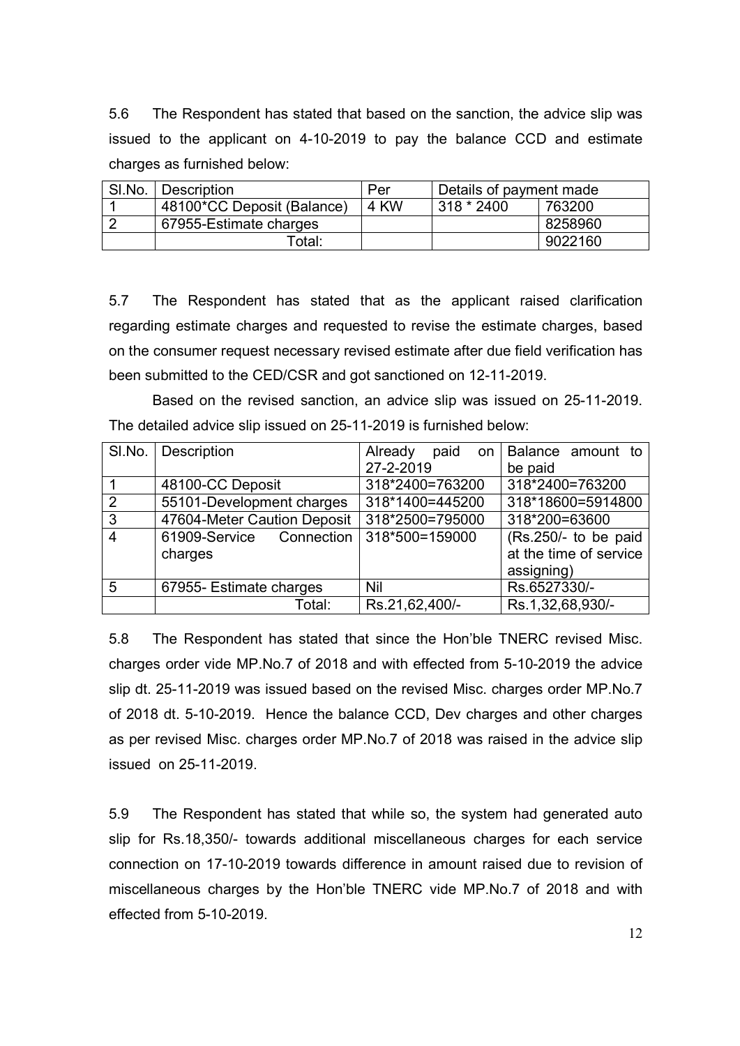5.6 The Respondent has stated that based on the sanction, the advice slip was issued to the applicant on 4-10-2019 to pay the balance CCD and estimate charges as furnished below:

| Sl.No. | Description | Per | Details of payment made | |
|---|---|---|---|---|
| 1 | 48100*CC Deposit (Balance) | 4 KW | 318 * 2400 | 763200 |
| 2 | 67955-Estimate charges | | | 8258960 |
| | Total: | | | 9022160 |

5.7 The Respondent has stated that as the applicant raised clarification regarding estimate charges and requested to revise the estimate charges, based on the consumer request necessary revised estimate after due field verification has been submitted to the CED/CSR and got sanctioned on 12-11-2019.

Based on the revised sanction, an advice slip was issued on 25-11-2019. The detailed advice slip issued on 25-11-2019 is furnished below:

| Sl.No. | Description | Already paid on 27-2-2019 | Balance amount to be paid |
|---|---|---|---|
| 1 | 48100-CC Deposit | 318*2400=763200 | 318*2400=763200 |
| 2 | 55101-Development charges | 318*1400=445200 | 318*18600=5914800 |
| 3 | 47604-Meter Caution Deposit | 318*2500=795000 | 318*200=63600 |
| 4 | 61909-Service Connection charges | 318*500=159000 | (Rs.250/- to be paid at the time of service assigning) |
| 5 | 67955- Estimate charges | Nil | Rs.6527330/- |
| | Total: | Rs.21,62,400/- | Rs.1,32,68,930/- |

5.8 The Respondent has stated that since the Hon'ble TNERC revised Misc. charges order vide MP.No.7 of 2018 and with effected from 5-10-2019 the advice slip dt. 25-11-2019 was issued based on the revised Misc. charges order MP.No.7 of 2018 dt. 5-10-2019. Hence the balance CCD, Dev charges and other charges as per revised Misc. charges order MP.No.7 of 2018 was raised in the advice slip issued on 25-11-2019.

5.9 The Respondent has stated that while so, the system had generated auto slip for Rs.18,350/- towards additional miscellaneous charges for each service connection on 17-10-2019 towards difference in amount raised due to revision of miscellaneous charges by the Hon'ble TNERC vide MP.No.7 of 2018 and with effected from 5-10-2019.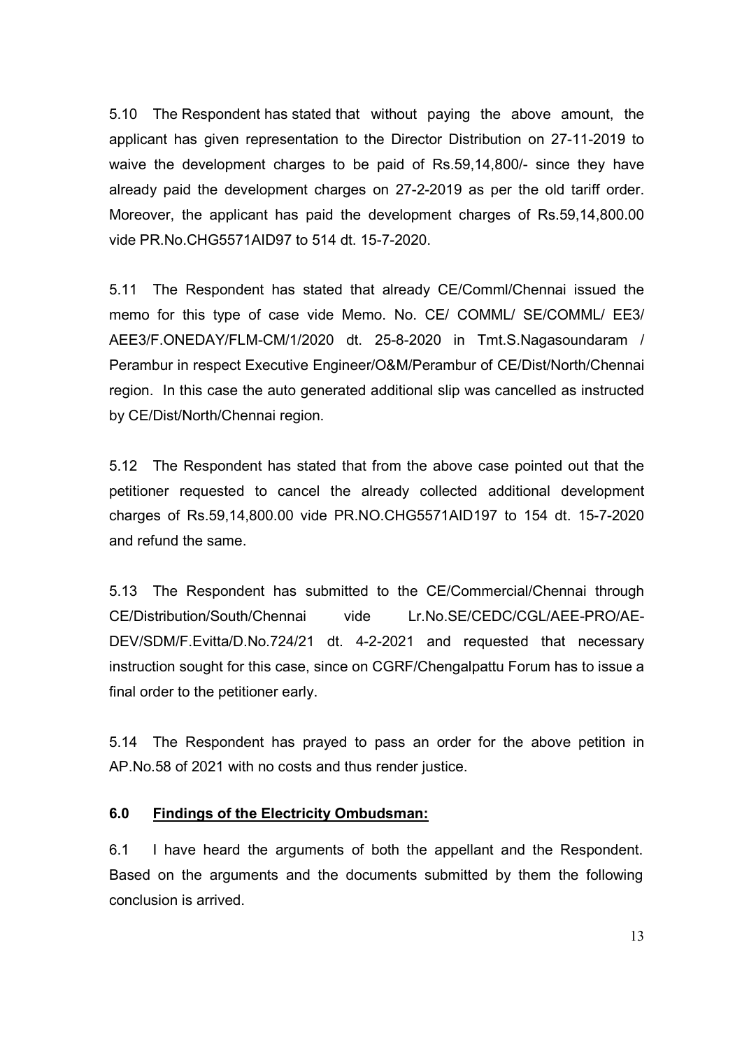5.10 The Respondent has stated that without paying the above amount, the applicant has given representation to the Director Distribution on 27-11-2019 to waive the development charges to be paid of Rs.59,14,800/- since they have already paid the development charges on 27-2-2019 as per the old tariff order. Moreover, the applicant has paid the development charges of Rs.59,14,800.00 vide PR.No.CHG5571AID97 to 514 dt. 15-7-2020.

5.11 The Respondent has stated that already CE/Comml/Chennai issued the memo for this type of case vide Memo. No. CE/ COMML/ SE/COMML/ EE3/ AEE3/F.ONEDAY/FLM-CM/1/2020 dt. 25-8-2020 in Tmt.S.Nagasoundaram / Perambur in respect Executive Engineer/O&M/Perambur of CE/Dist/North/Chennai region. In this case the auto generated additional slip was cancelled as instructed by CE/Dist/North/Chennai region.

5.12 The Respondent has stated that from the above case pointed out that the petitioner requested to cancel the already collected additional development charges of Rs.59,14,800.00 vide PR.NO.CHG5571AID197 to 154 dt. 15-7-2020 and refund the same.

5.13 The Respondent has submitted to the CE/Commercial/Chennai through CE/Distribution/South/Chennai vide Lr.No.SE/CEDC/CGL/AEE-PRO/AE-DEV/SDM/F.Evitta/D.No.724/21 dt. 4-2-2021 and requested that necessary instruction sought for this case, since on CGRF/Chengalpattu Forum has to issue a final order to the petitioner early.

5.14 The Respondent has prayed to pass an order for the above petition in AP.No.58 of 2021 with no costs and thus render justice.

## 6.0 Findings of the Electricity Ombudsman:

6.1 I have heard the arguments of both the appellant and the Respondent. Based on the arguments and the documents submitted by them the following conclusion is arrived.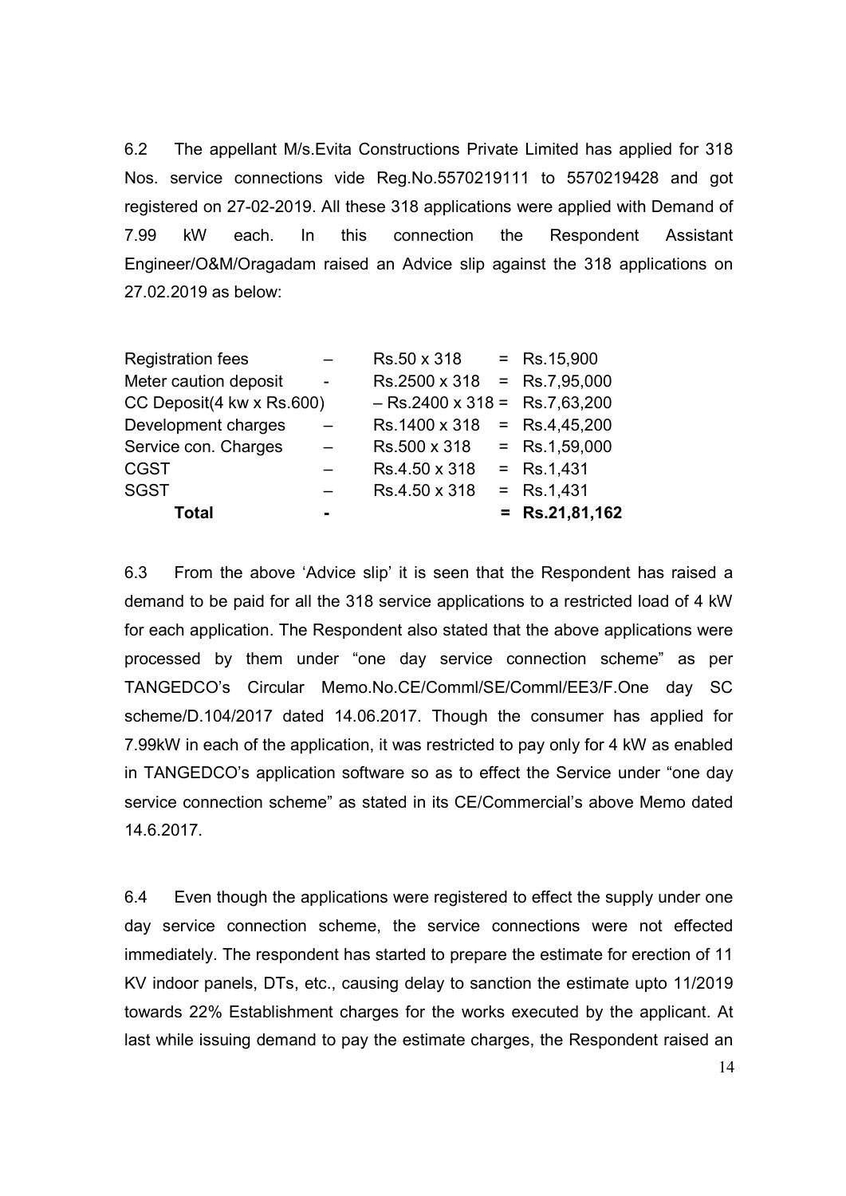6.2 The appellant M/s.Evita Constructions Private Limited has applied for 318 Nos. service connections vide Reg.No.5570219111 to 5570219428 and got registered on 27-02-2019. All these 318 applications were applied with Demand of 7.99 kW each. In this connection the Respondent Assistant Engineer/O&M/Oragadam raised an Advice slip against the 318 applications on 27.02.2019 as below:

| | | | |
|---|---|---|---|
| Registration fees | – | Rs.50 x 318 | = Rs.15,900 |
| Meter caution deposit | - | Rs.2500 x 318 | = Rs.7,95,000 |
| CC Deposit(4 kw x Rs.600) | | – Rs.2400 x 318 | = Rs.7,63,200 |
| Development charges | – | Rs.1400 x 318 | = Rs.4,45,200 |
| Service con. Charges | – | Rs.500 x 318 | = Rs.1,59,000 |
| CGST | – | Rs.4.50 x 318 | = Rs.1,431 |
| SGST | – | Rs.4.50 x 318 | = Rs.1,431 |
| **Total** | **-** | | **= Rs.21,81,162** |

6.3 From the above 'Advice slip' it is seen that the Respondent has raised a demand to be paid for all the 318 service applications to a restricted load of 4 kW for each application. The Respondent also stated that the above applications were processed by them under "one day service connection scheme" as per TANGEDCO's Circular Memo.No.CE/Comml/SE/Comml/EE3/F.One day SC scheme/D.104/2017 dated 14.06.2017. Though the consumer has applied for 7.99kW in each of the application, it was restricted to pay only for 4 kW as enabled in TANGEDCO's application software so as to effect the Service under "one day service connection scheme" as stated in its CE/Commercial's above Memo dated 14.6.2017.

6.4 Even though the applications were registered to effect the supply under one day service connection scheme, the service connections were not effected immediately. The respondent has started to prepare the estimate for erection of 11 KV indoor panels, DTs, etc., causing delay to sanction the estimate upto 11/2019 towards 22% Establishment charges for the works executed by the applicant. At last while issuing demand to pay the estimate charges, the Respondent raised an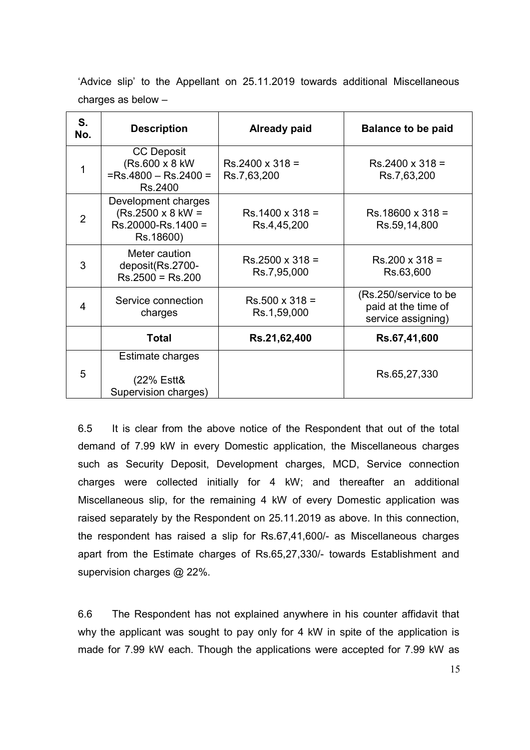'Advice slip' to the Appellant on 25.11.2019 towards additional Miscellaneous charges as below –

| S. No. | Description | Already paid | Balance to be paid |
|---|---|---|---|
| 1 | CC Deposit (Rs.600 x 8 kW =Rs.4800 – Rs.2400 = Rs.2400 | Rs.2400 x 318 = Rs.7,63,200 | Rs.2400 x 318 = Rs.7,63,200 |
| 2 | Development charges (Rs.2500 x 8 kW = Rs.20000-Rs.1400 = Rs.18600) | Rs.1400 x 318 = Rs.4,45,200 | Rs.18600 x 318 = Rs.59,14,800 |
| 3 | Meter caution deposit(Rs.2700- Rs.2500 = Rs.200 | Rs.2500 x 318 = Rs.7,95,000 | Rs.200 x 318 = Rs.63,600 |
| 4 | Service connection charges | Rs.500 x 318 = Rs.1,59,000 | (Rs.250/service to be paid at the time of service assigning) |
| | **Total** | **Rs.21,62,400** | **Rs.67,41,600** |
| 5 | Estimate charges (22% Estt& Supervision charges) | | Rs.65,27,330 |

6.5 It is clear from the above notice of the Respondent that out of the total demand of 7.99 kW in every Domestic application, the Miscellaneous charges such as Security Deposit, Development charges, MCD, Service connection charges were collected initially for 4 kW; and thereafter an additional Miscellaneous slip, for the remaining 4 kW of every Domestic application was raised separately by the Respondent on 25.11.2019 as above. In this connection, the respondent has raised a slip for Rs.67,41,600/- as Miscellaneous charges apart from the Estimate charges of Rs.65,27,330/- towards Establishment and supervision charges @ 22%.

6.6 The Respondent has not explained anywhere in his counter affidavit that why the applicant was sought to pay only for 4 kW in spite of the application is made for 7.99 kW each. Though the applications were accepted for 7.99 kW as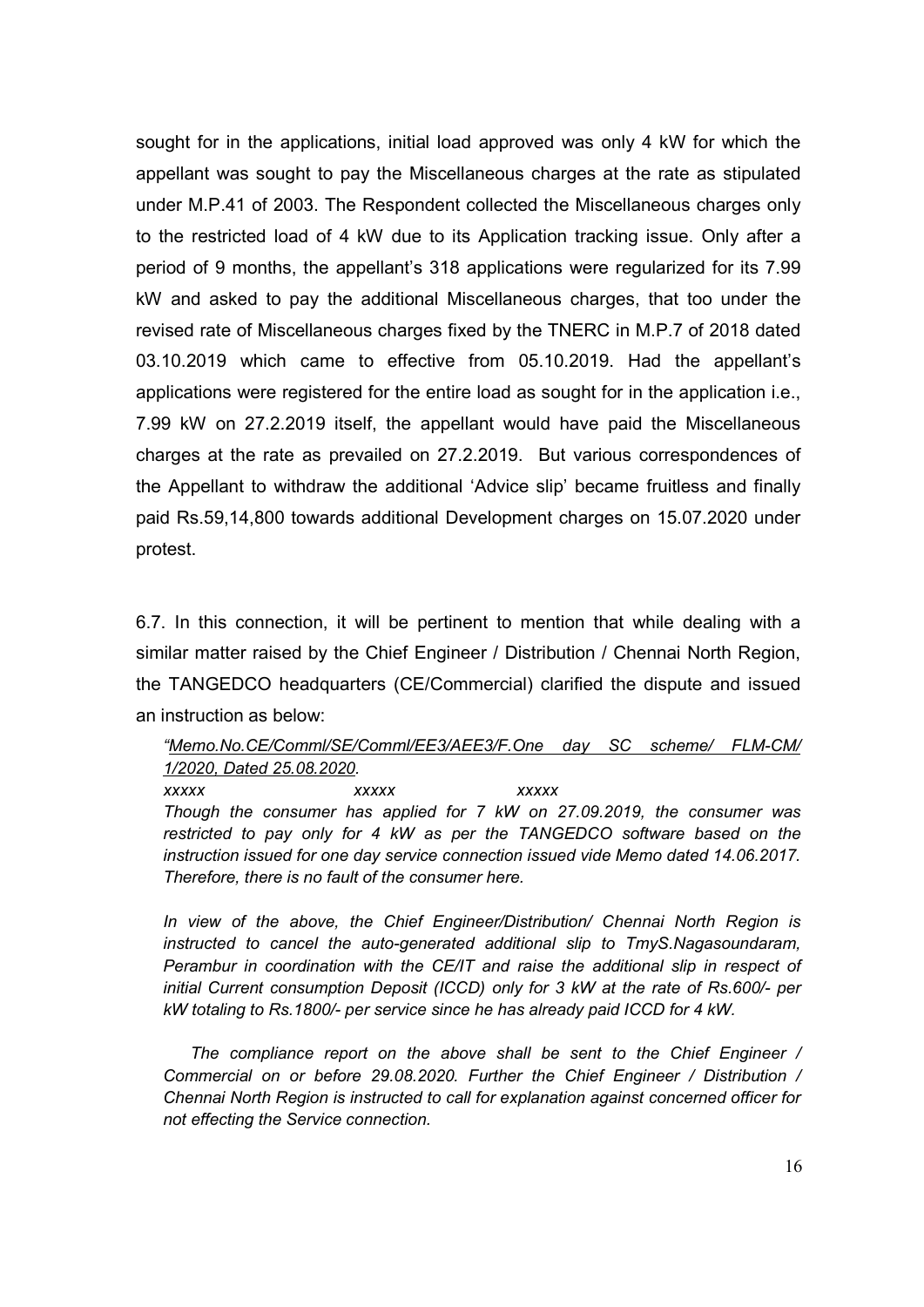sought for in the applications, initial load approved was only 4 kW for which the appellant was sought to pay the Miscellaneous charges at the rate as stipulated under M.P.41 of 2003. The Respondent collected the Miscellaneous charges only to the restricted load of 4 kW due to its Application tracking issue. Only after a period of 9 months, the appellant's 318 applications were regularized for its 7.99 kW and asked to pay the additional Miscellaneous charges, that too under the revised rate of Miscellaneous charges fixed by the TNERC in M.P.7 of 2018 dated 03.10.2019 which came to effective from 05.10.2019. Had the appellant's applications were registered for the entire load as sought for in the application i.e., 7.99 kW on 27.2.2019 itself, the appellant would have paid the Miscellaneous charges at the rate as prevailed on 27.2.2019. But various correspondences of the Appellant to withdraw the additional 'Advice slip' became fruitless and finally paid Rs.59,14,800 towards additional Development charges on 15.07.2020 under protest.

6.7. In this connection, it will be pertinent to mention that while dealing with a similar matter raised by the Chief Engineer / Distribution / Chennai North Region, the TANGEDCO headquarters (CE/Commercial) clarified the dispute and issued an instruction as below:

> *"Memo.No.CE/Comml/SE/Comml/EE3/AEE3/F.One day SC scheme/ FLM-CM/ 1/2020, Dated 25.08.2020.*
>
> *xxxxx xxxxx xxxxx*
>
> *Though the consumer has applied for 7 kW on 27.09.2019, the consumer was restricted to pay only for 4 kW as per the TANGEDCO software based on the instruction issued for one day service connection issued vide Memo dated 14.06.2017. Therefore, there is no fault of the consumer here.*
>
> *In view of the above, the Chief Engineer/Distribution/ Chennai North Region is instructed to cancel the auto-generated additional slip to TmyS.Nagasoundaram, Perambur in coordination with the CE/IT and raise the additional slip in respect of initial Current consumption Deposit (ICCD) only for 3 kW at the rate of Rs.600/- per kW totaling to Rs.1800/- per service since he has already paid ICCD for 4 kW.*
>
> *The compliance report on the above shall be sent to the Chief Engineer / Commercial on or before 29.08.2020. Further the Chief Engineer / Distribution / Chennai North Region is instructed to call for explanation against concerned officer for not effecting the Service connection.*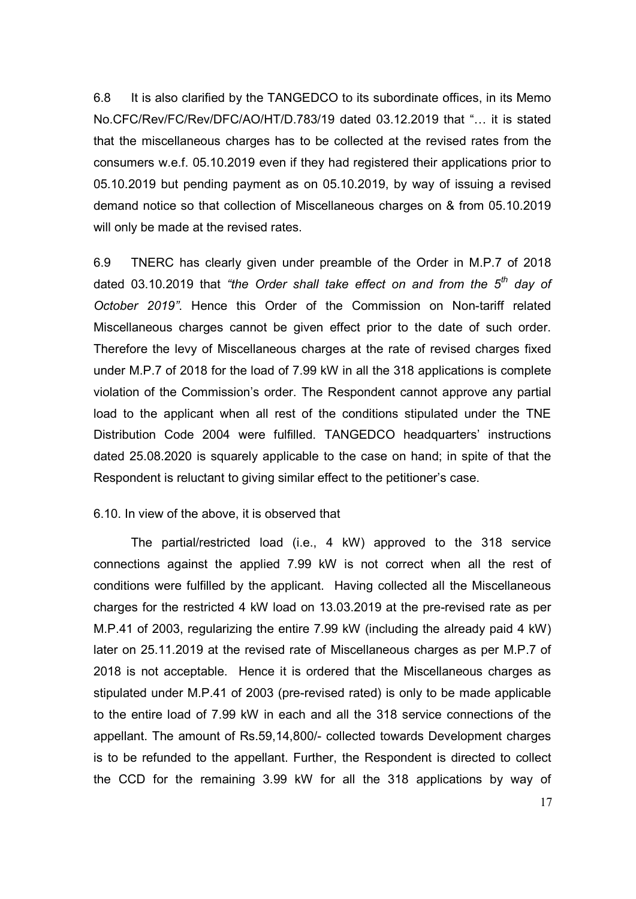6.8 It is also clarified by the TANGEDCO to its subordinate offices, in its Memo No.CFC/Rev/FC/Rev/DFC/AO/HT/D.783/19 dated 03.12.2019 that "… it is stated that the miscellaneous charges has to be collected at the revised rates from the consumers w.e.f. 05.10.2019 even if they had registered their applications prior to 05.10.2019 but pending payment as on 05.10.2019, by way of issuing a revised demand notice so that collection of Miscellaneous charges on & from 05.10.2019 will only be made at the revised rates.

6.9 TNERC has clearly given under preamble of the Order in M.P.7 of 2018 dated 03.10.2019 that *"the Order shall take effect on and from the 5th day of October 2019"*. Hence this Order of the Commission on Non-tariff related Miscellaneous charges cannot be given effect prior to the date of such order. Therefore the levy of Miscellaneous charges at the rate of revised charges fixed under M.P.7 of 2018 for the load of 7.99 kW in all the 318 applications is complete violation of the Commission's order. The Respondent cannot approve any partial load to the applicant when all rest of the conditions stipulated under the TNE Distribution Code 2004 were fulfilled. TANGEDCO headquarters' instructions dated 25.08.2020 is squarely applicable to the case on hand; in spite of that the Respondent is reluctant to giving similar effect to the petitioner's case.

6.10. In view of the above, it is observed that

The partial/restricted load (i.e., 4 kW) approved to the 318 service connections against the applied 7.99 kW is not correct when all the rest of conditions were fulfilled by the applicant. Having collected all the Miscellaneous charges for the restricted 4 kW load on 13.03.2019 at the pre-revised rate as per M.P.41 of 2003, regularizing the entire 7.99 kW (including the already paid 4 kW) later on 25.11.2019 at the revised rate of Miscellaneous charges as per M.P.7 of 2018 is not acceptable. Hence it is ordered that the Miscellaneous charges as stipulated under M.P.41 of 2003 (pre-revised rated) is only to be made applicable to the entire load of 7.99 kW in each and all the 318 service connections of the appellant. The amount of Rs.59,14,800/- collected towards Development charges is to be refunded to the appellant. Further, the Respondent is directed to collect the CCD for the remaining 3.99 kW for all the 318 applications by way of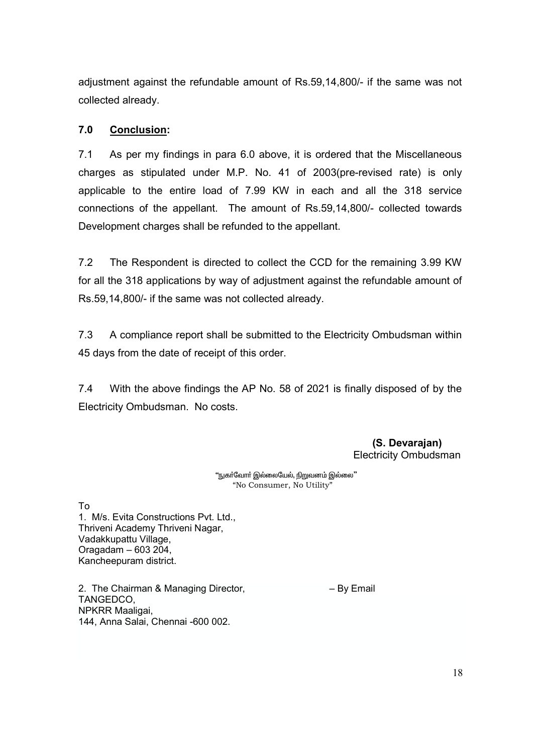adjustment against the refundable amount of Rs.59,14,800/- if the same was not collected already.

## 7.0 **Conclusion:**

7.1 As per my findings in para 6.0 above, it is ordered that the Miscellaneous charges as stipulated under M.P. No. 41 of 2003(pre-revised rate) is only applicable to the entire load of 7.99 KW in each and all the 318 service connections of the appellant. The amount of Rs.59,14,800/- collected towards Development charges shall be refunded to the appellant.

7.2 The Respondent is directed to collect the CCD for the remaining 3.99 KW for all the 318 applications by way of adjustment against the refundable amount of Rs.59,14,800/- if the same was not collected already.

7.3 A compliance report shall be submitted to the Electricity Ombudsman within 45 days from the date of receipt of this order.

7.4 With the above findings the AP No. 58 of 2021 is finally disposed of by the Electricity Ombudsman. No costs.

**(S. Devarajan)**
Electricity Ombudsman

"நுகர்வோர் இல்லையேல், நிறுவனம் இல்லை"
"No Consumer, No Utility"

To
1. M/s. Evita Constructions Pvt. Ltd.,
Thriveni Academy Thriveni Nagar,
Vadakkupattu Village,
Oragadam – 603 204,
Kancheepuram district.

2. The Chairman & Managing Director, – By Email
TANGEDCO,
NPKRR Maaligai,
144, Anna Salai, Chennai -600 002.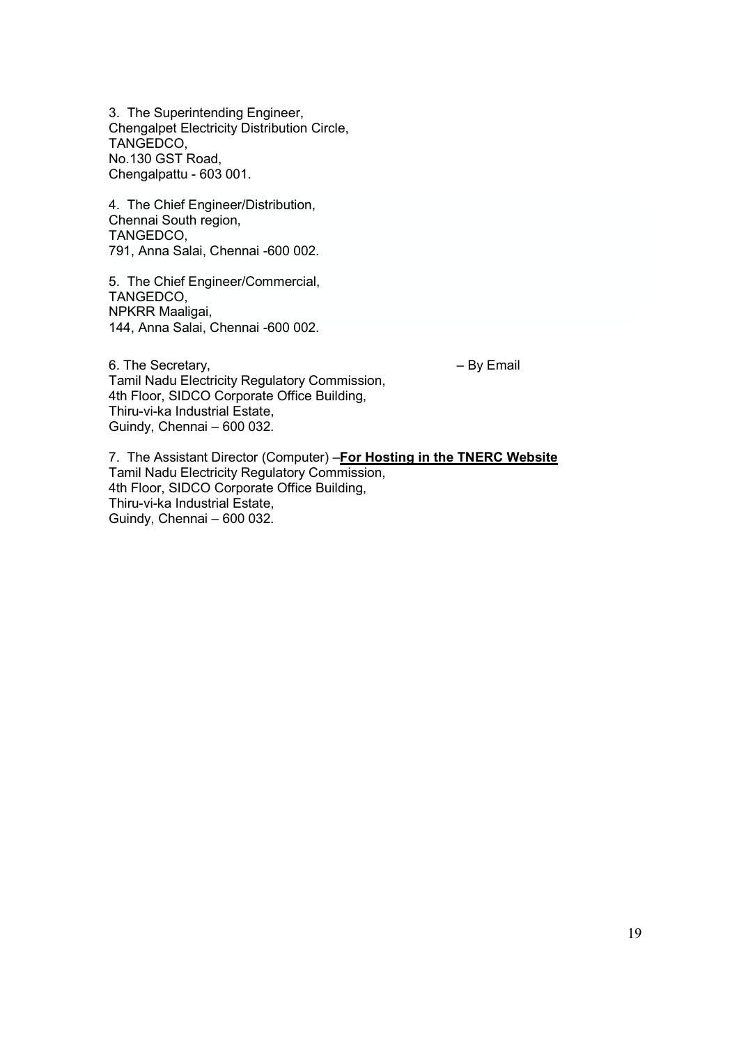3. The Superintending Engineer,
Chengalpet Electricity Distribution Circle,
TANGEDCO,
No.130 GST Road,
Chengalpattu - 603 001.

4. The Chief Engineer/Distribution,
Chennai South region,
TANGEDCO,
791, Anna Salai, Chennai -600 002.

5. The Chief Engineer/Commercial,
TANGEDCO,
NPKRR Maaligai,
144, Anna Salai, Chennai -600 002.

6. The Secretary, – By Email
Tamil Nadu Electricity Regulatory Commission,
4th Floor, SIDCO Corporate Office Building,
Thiru-vi-ka Industrial Estate,
Guindy, Chennai – 600 032.

7. The Assistant Director (Computer) –**For Hosting in the TNERC Website**
Tamil Nadu Electricity Regulatory Commission,
4th Floor, SIDCO Corporate Office Building,
Thiru-vi-ka Industrial Estate,
Guindy, Chennai – 600 032.